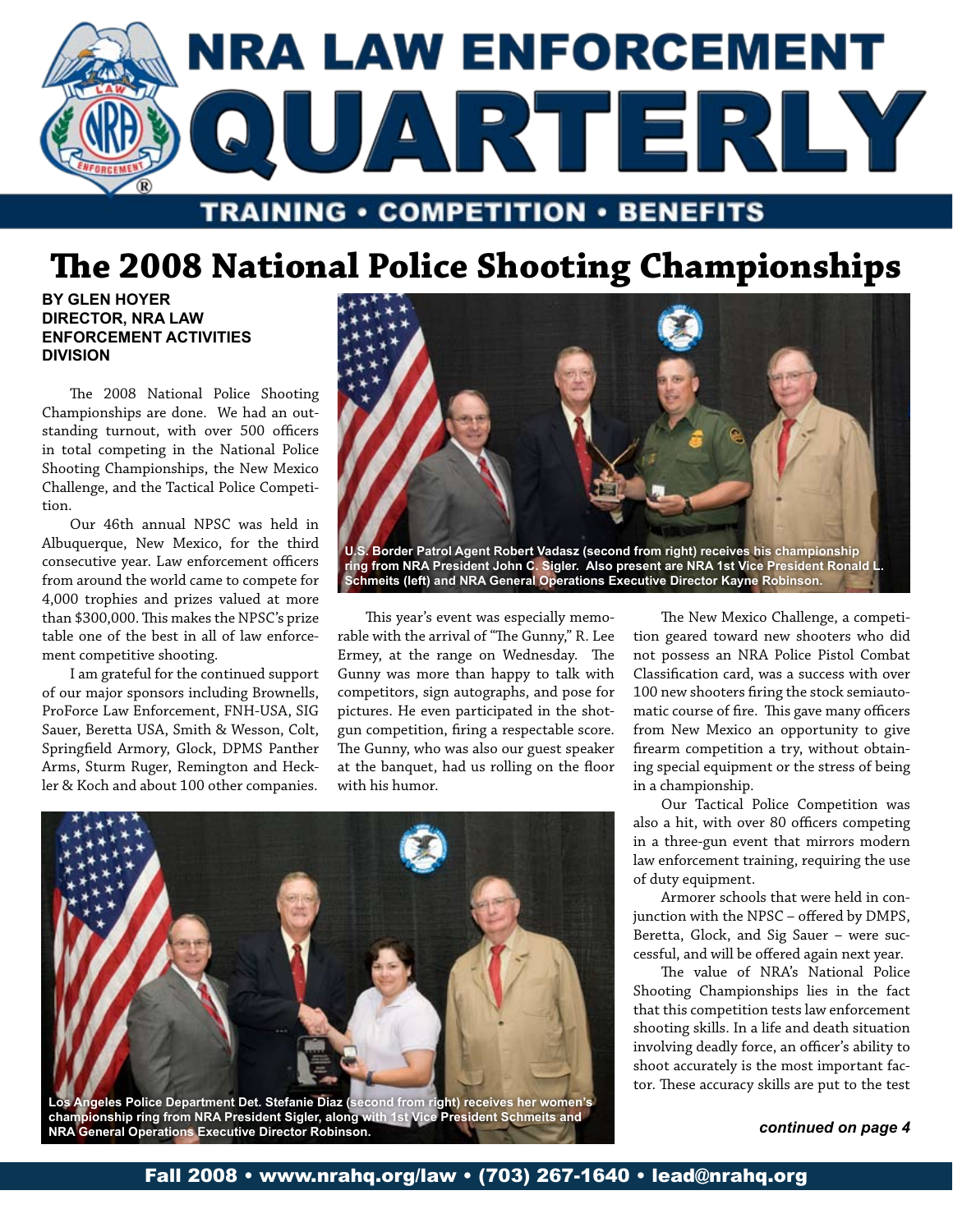# NRA LAW ENFORCEMENT QUARTERLY

TRAINING • COMPETITION • BENEFITS

## The 2008 National Police Shooting Championships

**BY GLEN HOYER**
**DIRECTOR, NRA LAW ENFORCEMENT ACTIVITIES DIVISION**

The 2008 National Police Shooting Championships are done. We had an outstanding turnout, with over 500 officers in total competing in the National Police Shooting Championships, the New Mexico Challenge, and the Tactical Police Competition.

Our 46th annual NPSC was held in Albuquerque, New Mexico, for the third consecutive year. Law enforcement officers from around the world came to compete for 4,000 trophies and prizes valued at more than $300,000. This makes the NPSC's prize table one of the best in all of law enforcement competitive shooting.

I am grateful for the continued support of our major sponsors including Brownells, ProForce Law Enforcement, FNH-USA, SIG Sauer, Beretta USA, Smith & Wesson, Colt, Springfield Armory, Glock, DPMS Panther Arms, Sturm Ruger, Remington and Heckler & Koch and about 100 other companies.

**U.S. Border Patrol Agent Robert Vadasz (second from right) receives his championship ring from NRA President John C. Sigler. Also present are NRA 1st Vice President Ronald L. Schmeits (left) and NRA General Operations Executive Director Kayne Robinson.**

This year's event was especially memorable with the arrival of "The Gunny," R. Lee Ermey, at the range on Wednesday. The Gunny was more than happy to talk with competitors, sign autographs, and pose for pictures. He even participated in the shotgun competition, firing a respectable score. The Gunny, who was also our guest speaker at the banquet, had us rolling on the floor with his humor.

The New Mexico Challenge, a competition geared toward new shooters who did not possess an NRA Police Pistol Combat Classification card, was a success with over 100 new shooters firing the stock semiautomatic course of fire. This gave many officers from New Mexico an opportunity to give firearm competition a try, without obtaining special equipment or the stress of being in a championship.

Our Tactical Police Competition was also a hit, with over 80 officers competing in a three-gun event that mirrors modern law enforcement training, requiring the use of duty equipment.

Armorer schools that were held in conjunction with the NPSC – offered by DMPS, Beretta, Glock, and Sig Sauer – were successful, and will be offered again next year.

The value of NRA's National Police Shooting Championships lies in the fact that this competition tests law enforcement shooting skills. In a life and death situation involving deadly force, an officer's ability to shoot accurately is the most important factor. These accuracy skills are put to the test

***continued on page 4***

**Los Angeles Police Department Det. Stefanie Diaz (second from right) receives her women's championship ring from NRA President Sigler, along with 1st Vice President Schmeits and NRA General Operations Executive Director Robinson.**

Fall 2008 • www.nrahq.org/law • (703) 267-1640 • lead@nrahq.org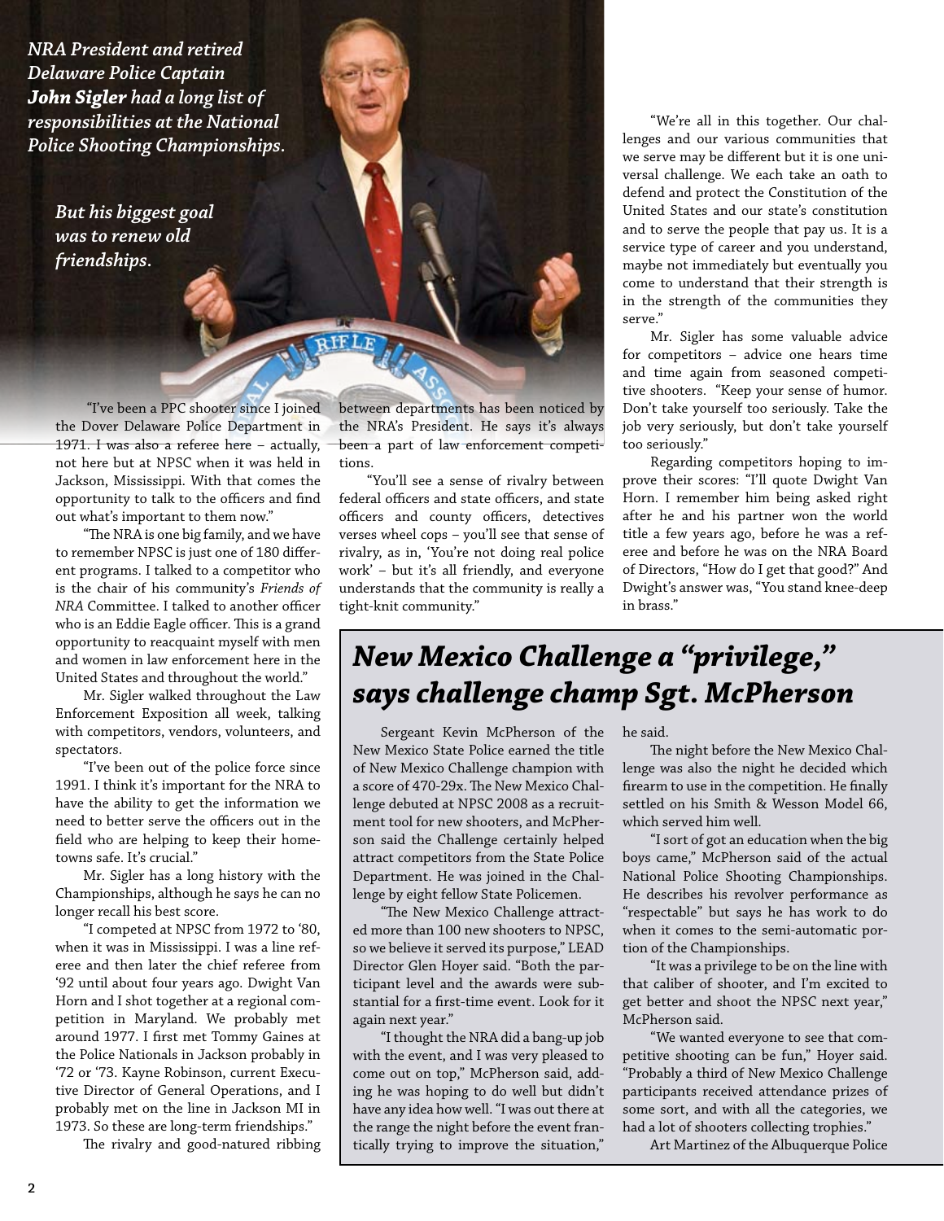*NRA President and retired Delaware Police Captain **John Sigler** had a long list of responsibilities at the National Police Shooting Championships.*

*But his biggest goal was to renew old friendships.*

"I've been a PPC shooter since I joined the Dover Delaware Police Department in 1971. I was also a referee here – actually, not here but at NPSC when it was held in Jackson, Mississippi. With that comes the opportunity to talk to the officers and find out what's important to them now."

"The NRA is one big family, and we have to remember NPSC is just one of 180 different programs. I talked to a competitor who is the chair of his community's *Friends of NRA* Committee. I talked to another officer who is an Eddie Eagle officer. This is a grand opportunity to reacquaint myself with men and women in law enforcement here in the United States and throughout the world."

Mr. Sigler walked throughout the Law Enforcement Exposition all week, talking with competitors, vendors, volunteers, and spectators.

"I've been out of the police force since 1991. I think it's important for the NRA to have the ability to get the information we need to better serve the officers out in the field who are helping to keep their hometowns safe. It's crucial."

Mr. Sigler has a long history with the Championships, although he says he can no longer recall his best score.

"I competed at NPSC from 1972 to '80, when it was in Mississippi. I was a line referee and then later the chief referee from '92 until about four years ago. Dwight Van Horn and I shot together at a regional competition in Maryland. We probably met around 1977. I first met Tommy Gaines at the Police Nationals in Jackson probably in '72 or '73. Kayne Robinson, current Executive Director of General Operations, and I probably met on the line in Jackson MI in 1973. So these are long-term friendships."

The rivalry and good-natured ribbing between departments has been noticed by the NRA's President. He says it's always been a part of law enforcement competitions.

"You'll see a sense of rivalry between federal officers and state officers, and state officers and county officers, detectives verses wheel cops – you'll see that sense of rivalry, as in, 'You're not doing real police work' – but it's all friendly, and everyone understands that the community is really a tight-knit community."

"We're all in this together. Our challenges and our various communities that we serve may be different but it is one universal challenge. We each take an oath to defend and protect the Constitution of the United States and our state's constitution and to serve the people that pay us. It is a service type of career and you understand, maybe not immediately but eventually you come to understand that their strength is in the strength of the communities they serve."

Mr. Sigler has some valuable advice for competitors – advice one hears time and time again from seasoned competitive shooters. "Keep your sense of humor. Don't take yourself too seriously. Take the job very seriously, but don't take yourself too seriously."

Regarding competitors hoping to improve their scores: "I'll quote Dwight Van Horn. I remember him being asked right after he and his partner won the world title a few years ago, before he was a referee and before he was on the NRA Board of Directors, "How do I get that good?" And Dwight's answer was, "You stand knee-deep in brass."

## New Mexico Challenge a "privilege," says challenge champ Sgt. McPherson

Sergeant Kevin McPherson of the New Mexico State Police earned the title of New Mexico Challenge champion with a score of 470-29x. The New Mexico Challenge debuted at NPSC 2008 as a recruitment tool for new shooters, and McPherson said the Challenge certainly helped attract competitors from the State Police Department. He was joined in the Challenge by eight fellow State Policemen.

"The New Mexico Challenge attracted more than 100 new shooters to NPSC, so we believe it served its purpose," LEAD Director Glen Hoyer said. "Both the participant level and the awards were substantial for a first-time event. Look for it again next year."

"I thought the NRA did a bang-up job with the event, and I was very pleased to come out on top," McPherson said, adding he was hoping to do well but didn't have any idea how well. "I was out there at the range the night before the event frantically trying to improve the situation," he said.

The night before the New Mexico Challenge was also the night he decided which firearm to use in the competition. He finally settled on his Smith & Wesson Model 66, which served him well.

"I sort of got an education when the big boys came," McPherson said of the actual National Police Shooting Championships. He describes his revolver performance as "respectable" but says he has work to do when it comes to the semi-automatic portion of the Championships.

"It was a privilege to be on the line with that caliber of shooter, and I'm excited to get better and shoot the NPSC next year," McPherson said.

"We wanted everyone to see that competitive shooting can be fun," Hoyer said. "Probably a third of New Mexico Challenge participants received attendance prizes of some sort, and with all the categories, we had a lot of shooters collecting trophies."

Art Martinez of the Albuquerque Police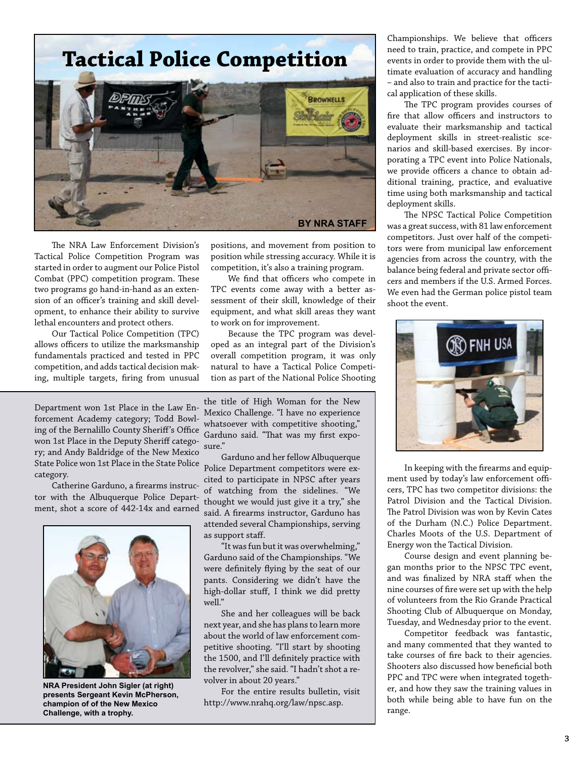# Tactical Police Competition

**BY NRA STAFF**

The NRA Law Enforcement Division's Tactical Police Competition Program was started in order to augment our Police Pistol Combat (PPC) competition program. These two programs go hand-in-hand as an extension of an officer's training and skill development, to enhance their ability to survive lethal encounters and protect others.

Our Tactical Police Competition (TPC) allows officers to utilize the marksmanship fundamentals practiced and tested in PPC competition, and adds tactical decision making, multiple targets, firing from unusual positions, and movement from position to position while stressing accuracy. While it is competition, it's also a training program.

We find that officers who compete in TPC events come away with a better assessment of their skill, knowledge of their equipment, and what skill areas they want to work on for improvement.

Because the TPC program was developed as an integral part of the Division's overall competition program, it was only natural to have a Tactical Police Competition as part of the National Police Shooting Championships. We believe that officers need to train, practice, and compete in PPC events in order to provide them with the ultimate evaluation of accuracy and handling – and also to train and practice for the tactical application of these skills.

The TPC program provides courses of fire that allow officers and instructors to evaluate their marksmanship and tactical deployment skills in street-realistic scenarios and skill-based exercises. By incorporating a TPC event into Police Nationals, we provide officers a chance to obtain additional training, practice, and evaluative time using both marksmanship and tactical deployment skills.

The NPSC Tactical Police Competition was a great success, with 81 law enforcement competitors. Just over half of the competitors were from municipal law enforcement agencies from across the country, with the balance being federal and private sector officers and members if the U.S. Armed Forces. We even had the German police pistol team shoot the event.

In keeping with the firearms and equipment used by today's law enforcement officers, TPC has two competitor divisions: the Patrol Division and the Tactical Division. The Patrol Division was won by Kevin Cates of the Durham (N.C.) Police Department. Charles Moots of the U.S. Department of Energy won the Tactical Division.

Course design and event planning began months prior to the NPSC TPC event, and was finalized by NRA staff when the nine courses of fire were set up with the help of volunteers from the Rio Grande Practical Shooting Club of Albuquerque on Monday, Tuesday, and Wednesday prior to the event.

Competitor feedback was fantastic, and many commented that they wanted to take courses of fire back to their agencies. Shooters also discussed how beneficial both PPC and TPC were when integrated together, and how they saw the training values in both while being able to have fun on the range.

---

Department won 1st Place in the Law Enforcement Academy category; Todd Bowling of the Bernalillo County Sheriff's Office won 1st Place in the Deputy Sheriff category; and Andy Baldridge of the New Mexico State Police won 1st Place in the State Police category.

Catherine Garduno, a firearms instructor with the Albuquerque Police Department, shot a score of 442-14x and earned the title of High Woman for the New Mexico Challenge. "I have no experience whatsoever with competitive shooting," Garduno said. "That was my first exposure."

Garduno and her fellow Albuquerque Police Department competitors were excited to participate in NPSC after years of watching from the sidelines. "We thought we would just give it a try," she said. A firearms instructor, Garduno has attended several Championships, serving as support staff.

"It was fun but it was overwhelming," Garduno said of the Championships. "We were definitely flying by the seat of our pants. Considering we didn't have the high-dollar stuff, I think we did pretty well."

She and her colleagues will be back next year, and she has plans to learn more about the world of law enforcement competitive shooting. "I'll start by shooting the 1500, and I'll definitely practice with the revolver," she said. "I hadn't shot a revolver in about 20 years."

For the entire results bulletin, visit http://www.nrahq.org/law/npsc.asp.

**NRA President John Sigler (at right) presents Sergeant Kevin McPherson, champion of of the New Mexico Challenge, with a trophy.**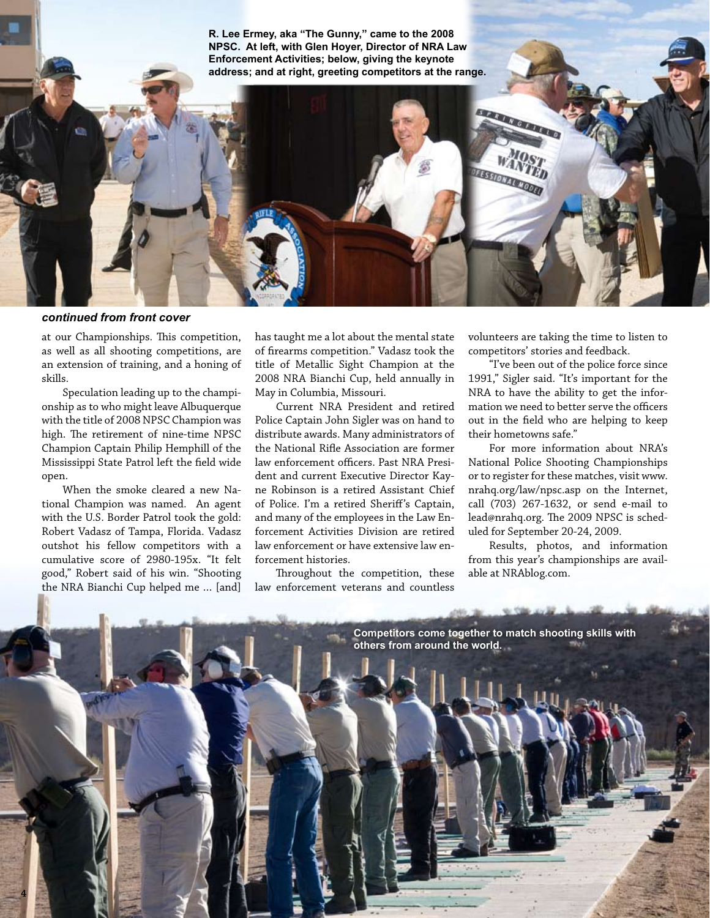R. Lee Ermey, aka "The Gunny," came to the 2008 NPSC. At left, with Glen Hoyer, Director of NRA Law Enforcement Activities; below, giving the keynote address; and at right, greeting competitors at the range.

***continued from front cover***

at our Championships. This competition, as well as all shooting competitions, are an extension of training, and a honing of skills.

Speculation leading up to the championship as to who might leave Albuquerque with the title of 2008 NPSC Champion was high. The retirement of nine-time NPSC Champion Captain Philip Hemphill of the Mississippi State Patrol left the field wide open.

When the smoke cleared a new National Champion was named. An agent with the U.S. Border Patrol took the gold: Robert Vadasz of Tampa, Florida. Vadasz outshot his fellow competitors with a cumulative score of 2980-195x. "It felt good," Robert said of his win. "Shooting the NRA Bianchi Cup helped me … [and] has taught me a lot about the mental state of firearms competition." Vadasz took the title of Metallic Sight Champion at the 2008 NRA Bianchi Cup, held annually in May in Columbia, Missouri.

Current NRA President and retired Police Captain John Sigler was on hand to distribute awards. Many administrators of the National Rifle Association are former law enforcement officers. Past NRA President and current Executive Director Kayne Robinson is a retired Assistant Chief of Police. I'm a retired Sheriff's Captain, and many of the employees in the Law Enforcement Activities Division are retired law enforcement or have extensive law enforcement histories.

Throughout the competition, these law enforcement veterans and countless volunteers are taking the time to listen to competitors' stories and feedback.

"I've been out of the police force since 1991," Sigler said. "It's important for the NRA to have the ability to get the information we need to better serve the officers out in the field who are helping to keep their hometowns safe."

For more information about NRA's National Police Shooting Championships or to register for these matches, visit www.nrahq.org/law/npsc.asp on the Internet, call (703) 267-1632, or send e-mail to lead@nrahq.org. The 2009 NPSC is scheduled for September 20-24, 2009.

Results, photos, and information from this year's championships are available at NRAblog.com.

Competitors come together to match shooting skills with others from around the world.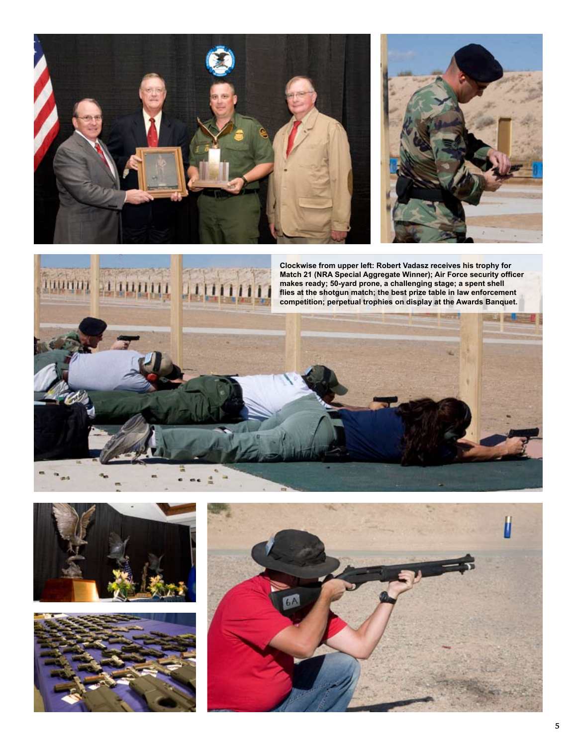Clockwise from upper left: Robert Vadasz receives his trophy for Match 21 (NRA Special Aggregate Winner); Air Force security officer makes ready; 50-yard prone, a challenging stage; a spent shell flies at the shotgun match; the best prize table in law enforcement competition; perpetual trophies on display at the Awards Banquet.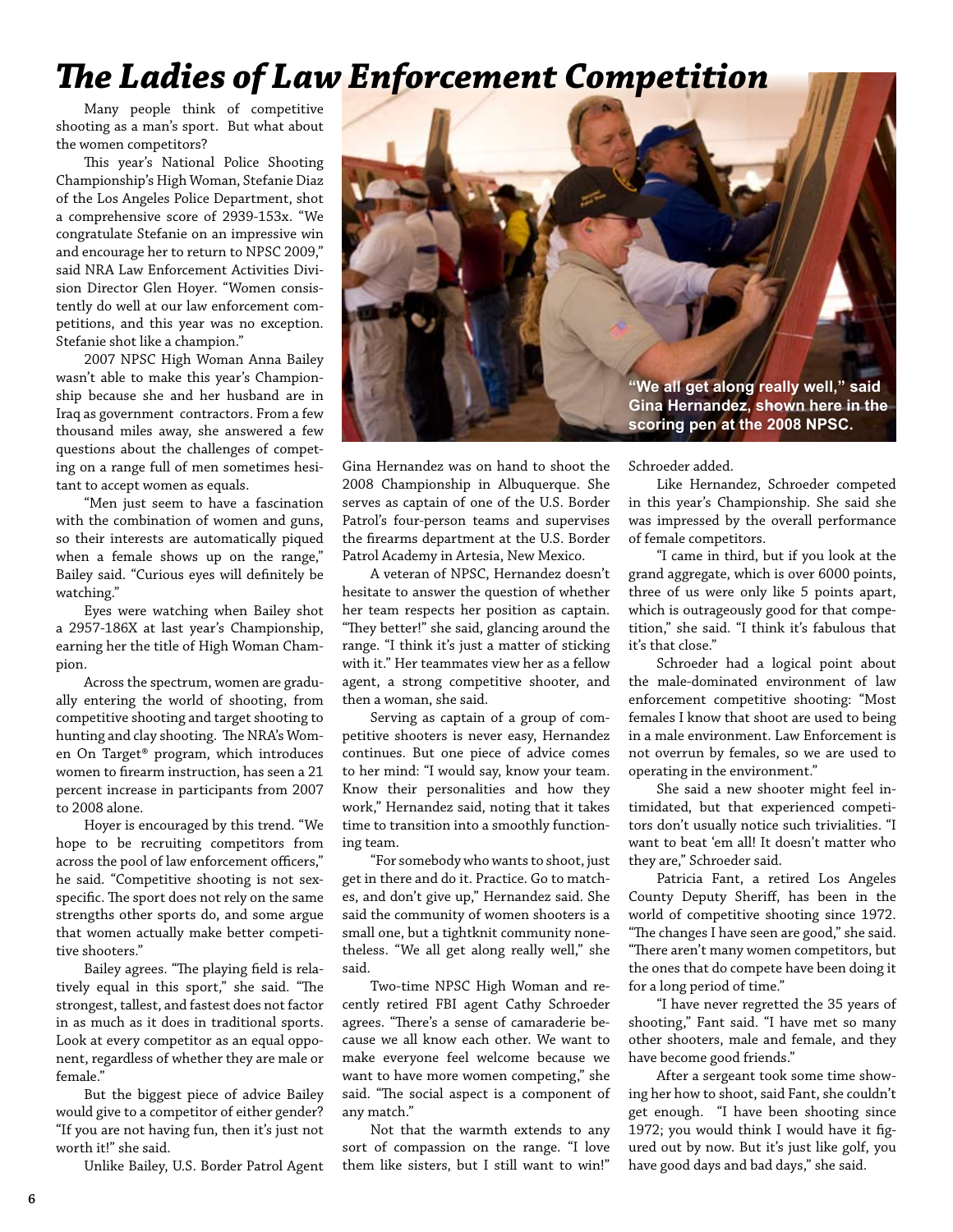# The Ladies of Law Enforcement Competition

Many people think of competitive shooting as a man's sport. But what about the women competitors?

This year's National Police Shooting Championship's High Woman, Stefanie Diaz of the Los Angeles Police Department, shot a comprehensive score of 2939-153x. "We congratulate Stefanie on an impressive win and encourage her to return to NPSC 2009," said NRA Law Enforcement Activities Division Director Glen Hoyer. "Women consistently do well at our law enforcement competitions, and this year was no exception. Stefanie shot like a champion."

2007 NPSC High Woman Anna Bailey wasn't able to make this year's Championship because she and her husband are in Iraq as government contractors. From a few thousand miles away, she answered a few questions about the challenges of competing on a range full of men sometimes hesitant to accept women as equals.

"Men just seem to have a fascination with the combination of women and guns, so their interests are automatically piqued when a female shows up on the range," Bailey said. "Curious eyes will definitely be watching."

Eyes were watching when Bailey shot a 2957-186X at last year's Championship, earning her the title of High Woman Champion.

Across the spectrum, women are gradually entering the world of shooting, from competitive shooting and target shooting to hunting and clay shooting. The NRA's Women On Target® program, which introduces women to firearm instruction, has seen a 21 percent increase in participants from 2007 to 2008 alone.

Hoyer is encouraged by this trend. "We hope to be recruiting competitors from across the pool of law enforcement officers," he said. "Competitive shooting is not sex-specific. The sport does not rely on the same strengths other sports do, and some argue that women actually make better competitive shooters."

Bailey agrees. "The playing field is relatively equal in this sport," she said. "The strongest, tallest, and fastest does not factor in as much as it does in traditional sports. Look at every competitor as an equal opponent, regardless of whether they are male or female."

But the biggest piece of advice Bailey would give to a competitor of either gender? "If you are not having fun, then it's just not worth it!" she said.

Unlike Bailey, U.S. Border Patrol Agent Gina Hernandez was on hand to shoot the 2008 Championship in Albuquerque. She serves as captain of one of the U.S. Border Patrol's four-person teams and supervises the firearms department at the U.S. Border Patrol Academy in Artesia, New Mexico.

"We all get along really well," said Gina Hernandez, shown here in the scoring pen at the 2008 NPSC.

A veteran of NPSC, Hernandez doesn't hesitate to answer the question of whether her team respects her position as captain. "They better!" she said, glancing around the range. "I think it's just a matter of sticking with it." Her teammates view her as a fellow agent, a strong competitive shooter, and then a woman, she said.

Serving as captain of a group of competitive shooters is never easy, Hernandez continues. But one piece of advice comes to her mind: "I would say, know your team. Know their personalities and how they work," Hernandez said, noting that it takes time to transition into a smoothly functioning team.

"For somebody who wants to shoot, just get in there and do it. Practice. Go to matches, and don't give up," Hernandez said. She said the community of women shooters is a small one, but a tightknit community nonetheless. "We all get along really well," she said.

Two-time NPSC High Woman and recently retired FBI agent Cathy Schroeder agrees. "There's a sense of camaraderie because we all know each other. We want to make everyone feel welcome because we want to have more women competing," she said. "The social aspect is a component of any match."

Not that the warmth extends to any sort of compassion on the range. "I love them like sisters, but I still want to win!" Schroeder added.

Like Hernandez, Schroeder competed in this year's Championship. She said she was impressed by the overall performance of female competitors.

"I came in third, but if you look at the grand aggregate, which is over 6000 points, three of us were only like 5 points apart, which is outrageously good for that competition," she said. "I think it's fabulous that it's that close."

Schroeder had a logical point about the male-dominated environment of law enforcement competitive shooting: "Most females I know that shoot are used to being in a male environment. Law Enforcement is not overrun by females, so we are used to operating in the environment."

She said a new shooter might feel intimidated, but that experienced competitors don't usually notice such trivialities. "I want to beat 'em all! It doesn't matter who they are," Schroeder said.

Patricia Fant, a retired Los Angeles County Deputy Sheriff, has been in the world of competitive shooting since 1972. "The changes I have seen are good," she said. "There aren't many women competitors, but the ones that do compete have been doing it for a long period of time."

"I have never regretted the 35 years of shooting," Fant said. "I have met so many other shooters, male and female, and they have become good friends."

After a sergeant took some time showing her how to shoot, said Fant, she couldn't get enough. "I have been shooting since 1972; you would think I would have it figured out by now. But it's just like golf, you have good days and bad days," she said.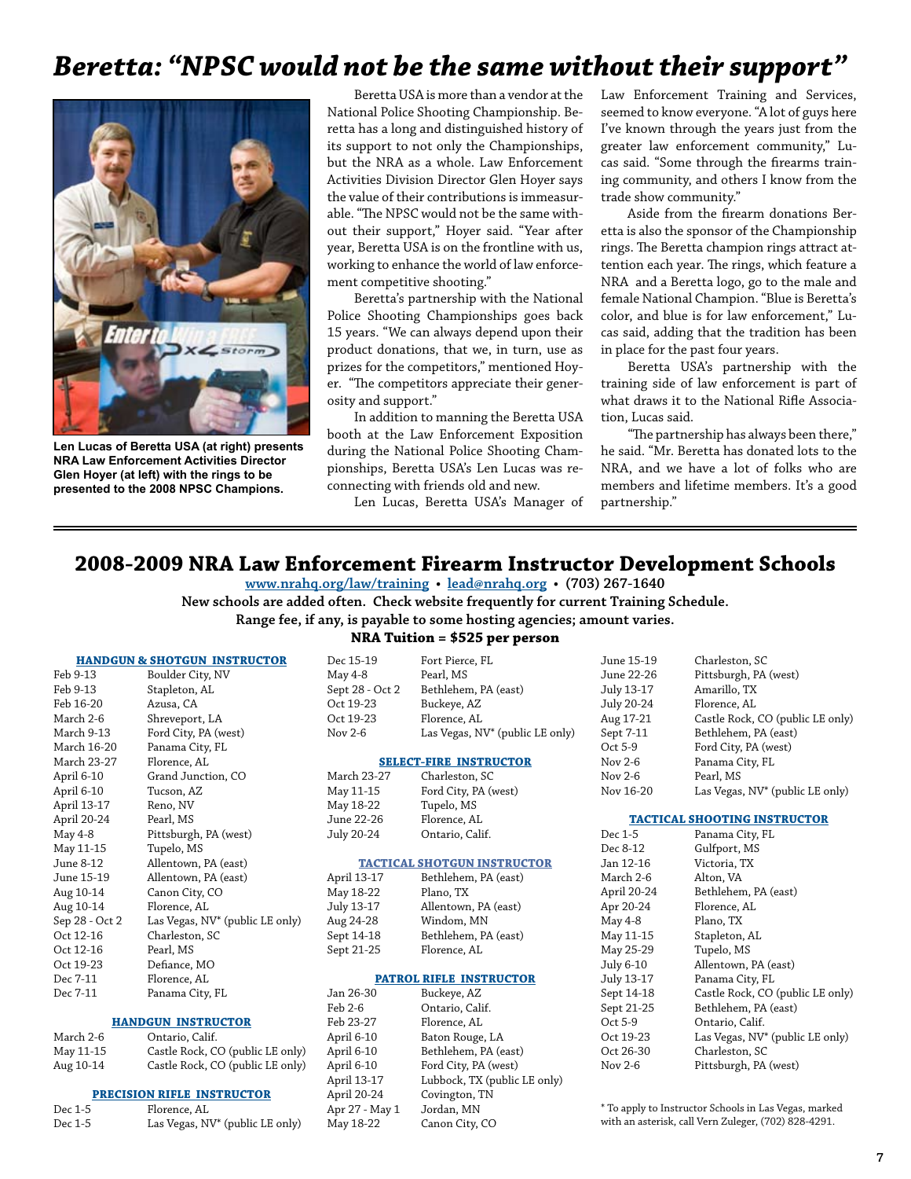# Beretta: "NPSC would not be the same without their support"

Len Lucas of Beretta USA (at right) presents NRA Law Enforcement Activities Director Glen Hoyer (at left) with the rings to be presented to the 2008 NPSC Champions.

Beretta USA is more than a vendor at the National Police Shooting Championship. Beretta has a long and distinguished history of its support to not only the Championships, but the NRA as a whole. Law Enforcement Activities Division Director Glen Hoyer says the value of their contributions is immeasurable. "The NPSC would not be the same without their support," Hoyer said. "Year after year, Beretta USA is on the frontline with us, working to enhance the world of law enforcement competitive shooting."

Beretta's partnership with the National Police Shooting Championships goes back 15 years. "We can always depend upon their product donations, that we, in turn, use as prizes for the competitors," mentioned Hoyer. "The competitors appreciate their generosity and support."

In addition to manning the Beretta USA booth at the Law Enforcement Exposition during the National Police Shooting Championships, Beretta USA's Len Lucas was reconnecting with friends old and new.

Len Lucas, Beretta USA's Manager of Law Enforcement Training and Services, seemed to know everyone. "A lot of guys here I've known through the years just from the greater law enforcement community," Lucas said. "Some through the firearms training community, and others I know from the trade show community."

Aside from the firearm donations Beretta is also the sponsor of the Championship rings. The Beretta champion rings attract attention each year. The rings, which feature a NRA and a Beretta logo, go to the male and female National Champion. "Blue is Beretta's color, and blue is for law enforcement," Lucas said, adding that the tradition has been in place for the past four years.

Beretta USA's partnership with the training side of law enforcement is part of what draws it to the National Rifle Association, Lucas said.

"The partnership has always been there," he said. "Mr. Beretta has donated lots to the NRA, and we have a lot of folks who are members and lifetime members. It's a good partnership."

## 2008-2009 NRA Law Enforcement Firearm Instructor Development Schools

**www.nrahq.org/law/training • lead@nrahq.org • (703) 267-1640**

**New schools are added often. Check website frequently for current Training Schedule.**

**Range fee, if any, is payable to some hosting agencies; amount varies.**

**NRA Tuition = $525 per person**

### HANDGUN & SHOTGUN INSTRUCTOR

| Date | Location |
|---|---|
| Feb 9-13 | Boulder City, NV |
| Feb 9-13 | Stapleton, AL |
| Feb 16-20 | Azusa, CA |
| March 2-6 | Shreveport, LA |
| March 9-13 | Ford City, PA (west) |
| March 16-20 | Panama City, FL |
| March 23-27 | Florence, AL |
| April 6-10 | Grand Junction, CO |
| April 6-10 | Tucson, AZ |
| April 13-17 | Reno, NV |
| April 20-24 | Pearl, MS |
| May 4-8 | Pittsburgh, PA (west) |
| May 11-15 | Tupelo, MS |
| June 8-12 | Allentown, PA (east) |
| June 15-19 | Allentown, PA (east) |
| Aug 10-14 | Canon City, CO |
| Aug 10-14 | Florence, AL |
| Sep 28 - Oct 2 | Las Vegas, NV* (public LE only) |
| Oct 12-16 | Charleston, SC |
| Oct 12-16 | Pearl, MS |
| Oct 19-23 | Defiance, MO |
| Dec 7-11 | Florence, AL |
| Dec 7-11 | Panama City, FL |
| Dec 15-19 | Fort Pierce, FL |
| May 4-8 | Pearl, MS |
| Sept 28 - Oct 2 | Bethlehem, PA (east) |
| Oct 19-23 | Buckeye, AZ |
| Oct 19-23 | Florence, AL |
| Nov 2-6 | Las Vegas, NV* (public LE only) |

### HANDGUN INSTRUCTOR

| Date | Location |
|---|---|
| March 2-6 | Ontario, Calif. |
| May 11-15 | Castle Rock, CO (public LE only) |
| Aug 10-14 | Castle Rock, CO (public LE only) |

### PRECISION RIFLE INSTRUCTOR

| Date | Location |
|---|---|
| Dec 1-5 | Florence, AL |
| Dec 1-5 | Las Vegas, NV* (public LE only) |

### SELECT-FIRE INSTRUCTOR

| Date | Location |
|---|---|
| March 23-27 | Charleston, SC |
| May 11-15 | Ford City, PA (west) |
| May 18-22 | Tupelo, MS |
| June 22-26 | Florence, AL |
| July 20-24 | Ontario, Calif. |

### TACTICAL SHOTGUN INSTRUCTOR

| Date | Location |
|---|---|
| April 13-17 | Bethlehem, PA (east) |
| May 18-22 | Plano, TX |
| July 13-17 | Allentown, PA (east) |
| Aug 24-28 | Windom, MN |
| Sept 14-18 | Bethlehem, PA (east) |
| Sept 21-25 | Florence, AL |

### PATROL RIFLE INSTRUCTOR

| Date | Location |
|---|---|
| Jan 26-30 | Buckeye, AZ |
| Feb 2-6 | Ontario, Calif. |
| Feb 23-27 | Florence, AL |
| April 6-10 | Baton Rouge, LA |
| April 6-10 | Bethlehem, PA (east) |
| April 6-10 | Ford City, PA (west) |
| April 13-17 | Lubbock, TX (public LE only) |
| April 20-24 | Covington, TN |
| Apr 27 - May 1 | Jordan, MN |
| May 18-22 | Canon City, CO |
| June 15-19 | Charleston, SC |
| June 22-26 | Pittsburgh, PA (west) |
| July 13-17 | Amarillo, TX |
| July 20-24 | Florence, AL |
| Aug 17-21 | Castle Rock, CO (public LE only) |
| Sept 7-11 | Bethlehem, PA (east) |
| Oct 5-9 | Ford City, PA (west) |
| Nov 2-6 | Panama City, FL |
| Nov 2-6 | Pearl, MS |
| Nov 16-20 | Las Vegas, NV* (public LE only) |

### TACTICAL SHOOTING INSTRUCTOR

| Date | Location |
|---|---|
| Dec 1-5 | Panama City, FL |
| Dec 8-12 | Gulfport, MS |
| Jan 12-16 | Victoria, TX |
| March 2-6 | Alton, VA |
| April 20-24 | Bethlehem, PA (east) |
| Apr 20-24 | Florence, AL |
| May 4-8 | Plano, TX |
| May 11-15 | Stapleton, AL |
| May 25-29 | Tupelo, MS |
| July 6-10 | Allentown, PA (east) |
| July 13-17 | Panama City, FL |
| Sept 14-18 | Castle Rock, CO (public LE only) |
| Sept 21-25 | Bethlehem, PA (east) |
| Oct 5-9 | Ontario, Calif. |
| Oct 19-23 | Las Vegas, NV* (public LE only) |
| Oct 26-30 | Charleston, SC |
| Nov 2-6 | Pittsburgh, PA (west) |

* To apply to Instructor Schools in Las Vegas, marked with an asterisk, call Vern Zuleger, (702) 828-4291.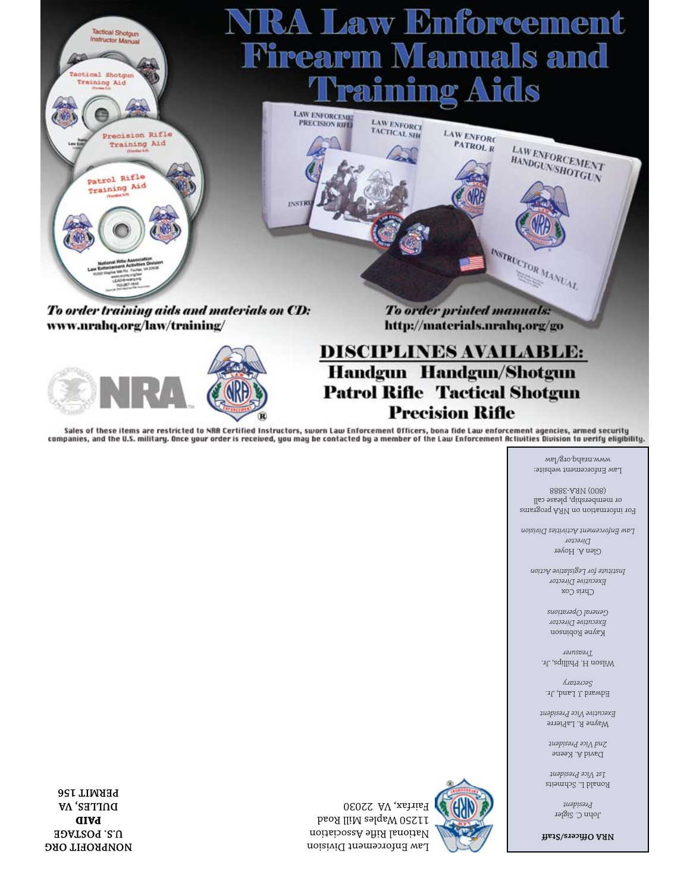# NRA Law Enforcement Firearm Manuals and Training Aids

*To order training aids and materials on CD:*
**www.nrahq.org/law/training/**

*To order printed manuals:*
**http://materials.nrahq.org/go**

## DISCIPLINES AVAILABLE:

**Handgun Handgun/Shotgun**
**Patrol Rifle Tactical Shotgun**
**Precision Rifle**

Sales of these items are restricted to NRA Certified Instructors, sworn Law Enforcement Officers, bona fide Law enforcement agencies, armed security companies, and the U.S. military. Once your order is received, you may be contacted by a member of the Law Enforcement Activities Division to verify eligibility.

**NRA Officers/Staff**

John C. Sigler
*President*

Ronald L. Schmeits
*1st Vice President*

David A. Keene
*2nd Vice President*

Wayne R. LaPierre
*Executive Vice President*

Edward J. Land, Jr.
*Secretary*

Wilson H. Phillips, Jr.
*Treasurer*

Kayne Robinson
*Executive Director*
*General Operations*

Chris Cox
*Executive Director*
*Institute for Legislative Action*

Glen A. Hoyer
*Director*
*Law Enforcement Activities Division*

For information on NRA programs or membership, please call (800) NRA-3888

Law Enforcement website:
www.nrahq.org/law

Law Enforcement Division
National Rifle Association
11250 Waples Mill Road
Fairfax, VA 22030

**NONPROFIT ORG**
**U.S. POSTAGE**
**PAID**
**DULLES, VA**
**PERMIT 156**